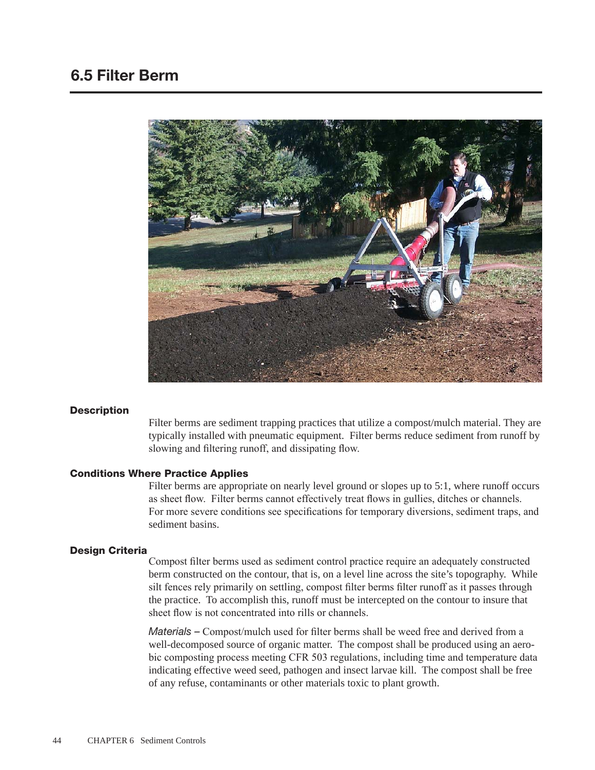## 6.5 Filter Berm

### Description

Filter berms are sediment trapping practices that utilize a compost/mulch material. They are typically installed with pneumatic equipment. Filter berms reduce sediment from runoff by slowing and filtering runoff, and dissipating flow.

### Conditions Where Practice Applies

Filter berms are appropriate on nearly level ground or slopes up to 5:1, where runoff occurs as sheet flow. Filter berms cannot effectively treat flows in gullies, ditches or channels. For more severe conditions see specifications for temporary diversions, sediment traps, and sediment basins.

### Design Criteria

Compost filter berms used as sediment control practice require an adequately constructed berm constructed on the contour, that is, on a level line across the site's topography. While silt fences rely primarily on settling, compost filter berms filter runoff as it passes through the practice. To accomplish this, runoff must be intercepted on the contour to insure that sheet flow is not concentrated into rills or channels.

*Materials* – Compost/mulch used for filter berms shall be weed free and derived from a well-decomposed source of organic matter. The compost shall be produced using an aerobic composting process meeting CFR 503 regulations, including time and temperature data indicating effective weed seed, pathogen and insect larvae kill. The compost shall be free of any refuse, contaminants or other materials toxic to plant growth.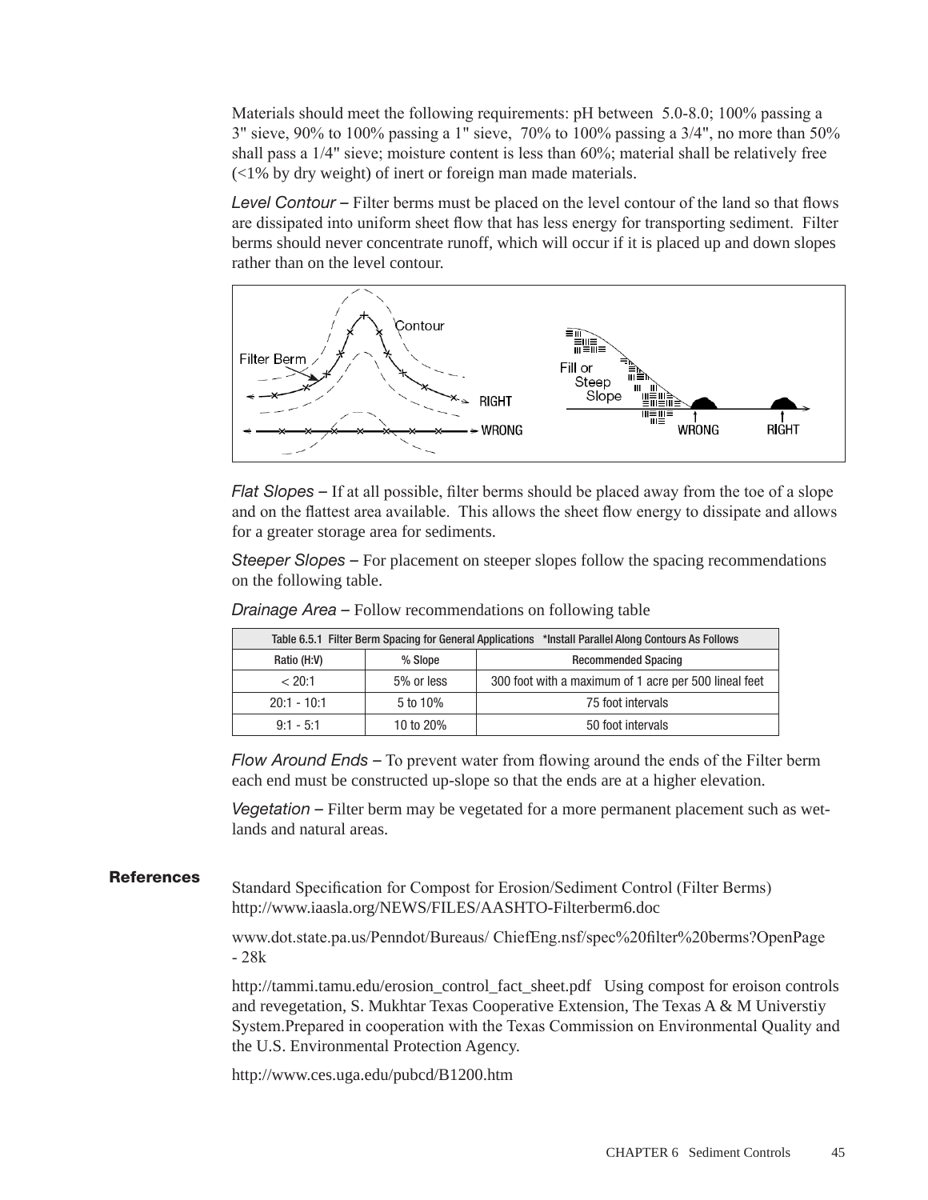Materials should meet the following requirements: pH between 5.0-8.0; 100% passing a 3" sieve, 90% to 100% passing a 1" sieve, 70% to 100% passing a 3/4", no more than 50% shall pass a 1/4" sieve; moisture content is less than 60%; material shall be relatively free (<1% by dry weight) of inert or foreign man made materials.

*Level Contour –* Filter berms must be placed on the level contour of the land so that flows are dissipated into uniform sheet flow that has less energy for transporting sediment. Filter berms should never concentrate runoff, which will occur if it is placed up and down slopes rather than on the level contour.

*Flat Slopes –* If at all possible, filter berms should be placed away from the toe of a slope and on the flattest area available. This allows the sheet flow energy to dissipate and allows for a greater storage area for sediments.

*Steeper Slopes –* For placement on steeper slopes follow the spacing recommendations on the following table.

*Drainage Area –* Follow recommendations on following table

| Table 6.5.1 Filter Berm Spacing for General Applications *Install Parallel Along Contours As Follows | | |
|---|---|---|
| Ratio (H:V) | % Slope | Recommended Spacing |
| < 20:1 | 5% or less | 300 foot with a maximum of 1 acre per 500 lineal feet |
| 20:1 - 10:1 | 5 to 10% | 75 foot intervals |
| 9:1 - 5:1 | 10 to 20% | 50 foot intervals |

*Flow Around Ends –* To prevent water from flowing around the ends of the Filter berm each end must be constructed up-slope so that the ends are at a higher elevation.

*Vegetation –* Filter berm may be vegetated for a more permanent placement such as wetlands and natural areas.

## References

Standard Specification for Compost for Erosion/Sediment Control (Filter Berms) http://www.iaasla.org/NEWS/FILES/AASHTO-Filterberm6.doc

www.dot.state.pa.us/Penndot/Bureaus/ ChiefEng.nsf/spec%20filter%20berms?OpenPage - 28k

http://tammi.tamu.edu/erosion_control_fact_sheet.pdf Using compost for eroison controls and revegetation, S. Mukhtar Texas Cooperative Extension, The Texas A & M Universtiy System.Prepared in cooperation with the Texas Commission on Environmental Quality and the U.S. Environmental Protection Agency.

http://www.ces.uga.edu/pubcd/B1200.htm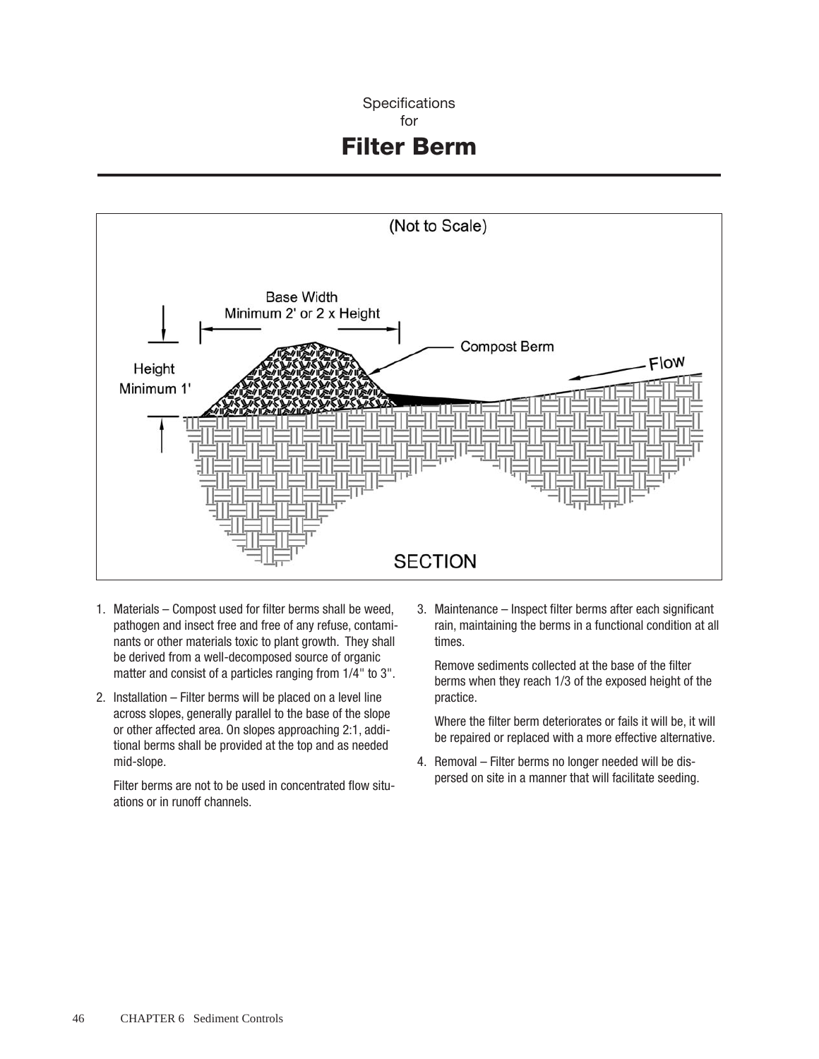Specifications
for

# Filter Berm

(Not to Scale)

Base Width
Minimum 2' or 2 x Height

Height
Minimum 1'

Compost Berm

Flow

SECTION

1. Materials – Compost used for filter berms shall be weed, pathogen and insect free and free of any refuse, contaminants or other materials toxic to plant growth. They shall be derived from a well-decomposed source of organic matter and consist of a particles ranging from 1/4" to 3".

2. Installation – Filter berms will be placed on a level line across slopes, generally parallel to the base of the slope or other affected area. On slopes approaching 2:1, additional berms shall be provided at the top and as needed mid-slope.

   Filter berms are not to be used in concentrated flow situations or in runoff channels.

3. Maintenance – Inspect filter berms after each significant rain, maintaining the berms in a functional condition at all times.

   Remove sediments collected at the base of the filter berms when they reach 1/3 of the exposed height of the practice.

   Where the filter berm deteriorates or fails it will be, it will be repaired or replaced with a more effective alternative.

4. Removal – Filter berms no longer needed will be dispersed on site in a manner that will facilitate seeding.